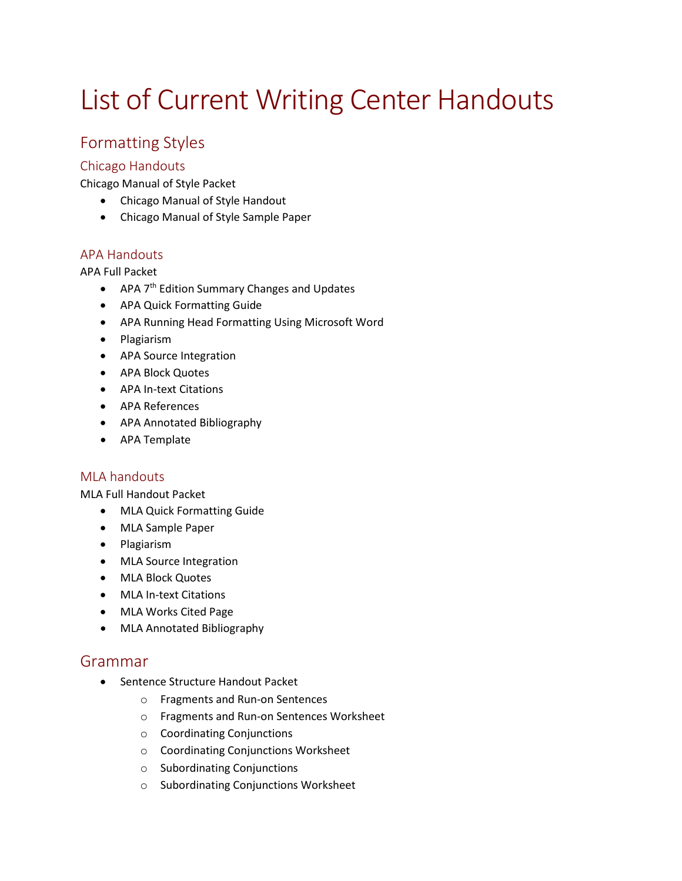# List of Current Writing Center Handouts

## Formatting Styles

### Chicago Handouts

Chicago Manual of Style Packet

- Chicago Manual of Style Handout
- Chicago Manual of Style Sample Paper

### APA Handouts

APA Full Packet

- APA 7th Edition Summary Changes and Updates
- APA Quick Formatting Guide
- APA Running Head Formatting Using Microsoft Word
- Plagiarism
- APA Source Integration
- APA Block Quotes
- APA In-text Citations
- APA References
- APA Annotated Bibliography
- APA Template

### MLA handouts

MLA Full Handout Packet

- MLA Quick Formatting Guide
- MLA Sample Paper
- Plagiarism
- MLA Source Integration
- MLA Block Quotes
- MLA In-text Citations
- MLA Works Cited Page
- MLA Annotated Bibliography

## Grammar

- Sentence Structure Handout Packet
  - Fragments and Run-on Sentences
  - Fragments and Run-on Sentences Worksheet
  - Coordinating Conjunctions
  - Coordinating Conjunctions Worksheet
  - Subordinating Conjunctions
  - Subordinating Conjunctions Worksheet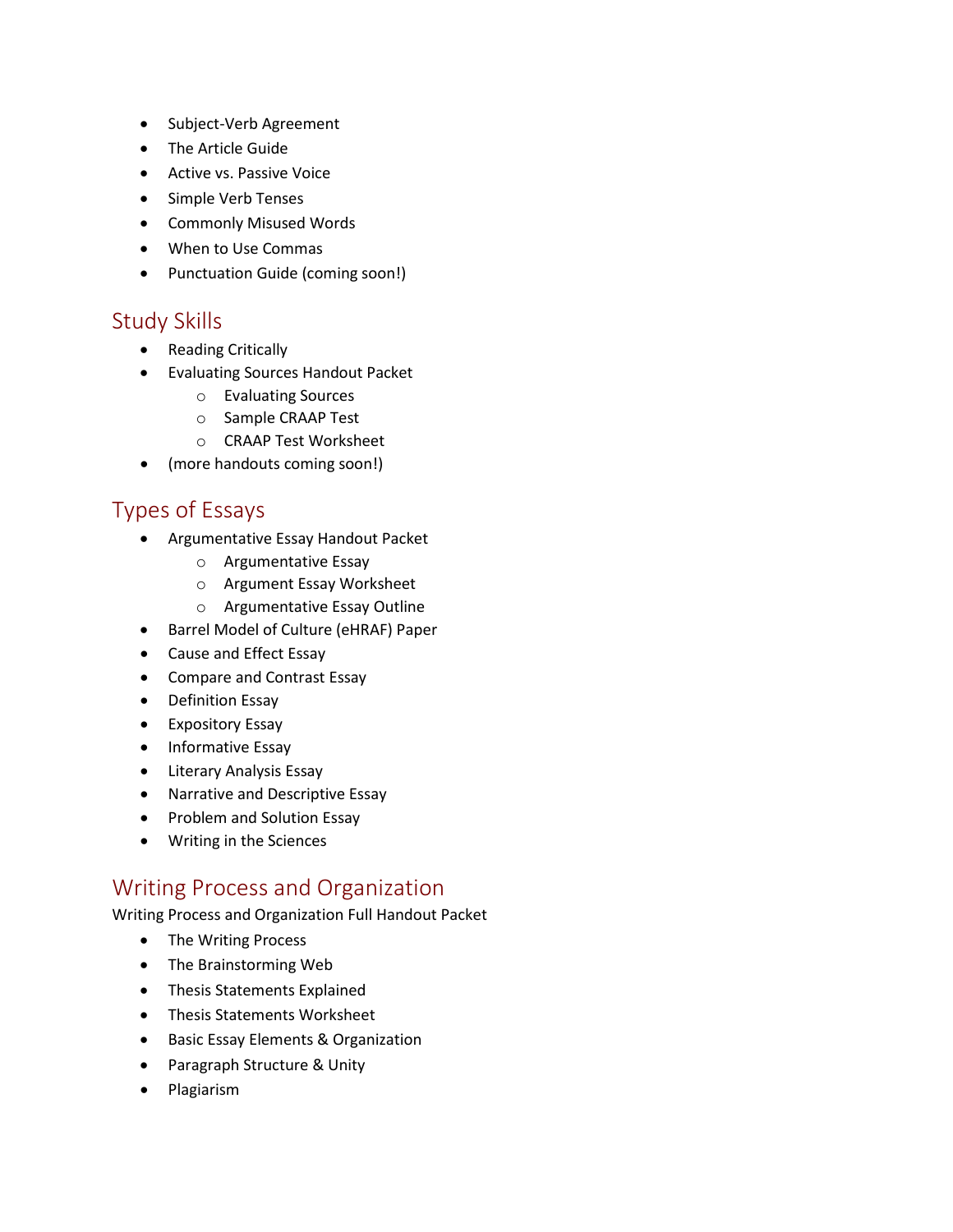- Subject-Verb Agreement
- The Article Guide
- Active vs. Passive Voice
- Simple Verb Tenses
- Commonly Misused Words
- When to Use Commas
- Punctuation Guide (coming soon!)

## Study Skills

- Reading Critically
- Evaluating Sources Handout Packet
    - Evaluating Sources
    - Sample CRAAP Test
    - CRAAP Test Worksheet
- (more handouts coming soon!)

## Types of Essays

- Argumentative Essay Handout Packet
    - Argumentative Essay
    - Argument Essay Worksheet
    - Argumentative Essay Outline
- Barrel Model of Culture (eHRAF) Paper
- Cause and Effect Essay
- Compare and Contrast Essay
- Definition Essay
- Expository Essay
- Informative Essay
- Literary Analysis Essay
- Narrative and Descriptive Essay
- Problem and Solution Essay
- Writing in the Sciences

## Writing Process and Organization

Writing Process and Organization Full Handout Packet

- The Writing Process
- The Brainstorming Web
- Thesis Statements Explained
- Thesis Statements Worksheet
- Basic Essay Elements & Organization
- Paragraph Structure & Unity
- Plagiarism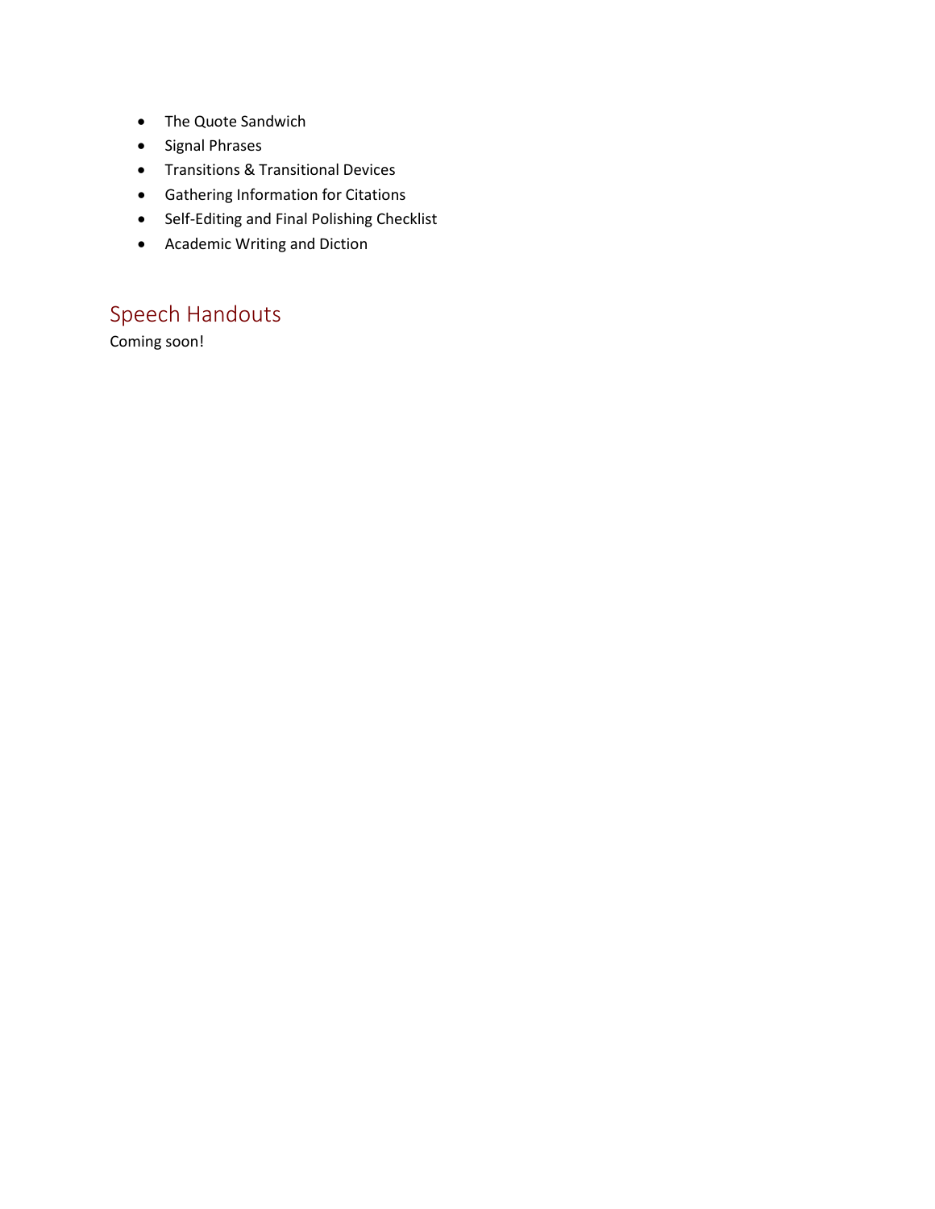- The Quote Sandwich
- Signal Phrases
- Transitions & Transitional Devices
- Gathering Information for Citations
- Self-Editing and Final Polishing Checklist
- Academic Writing and Diction

## Speech Handouts

Coming soon!